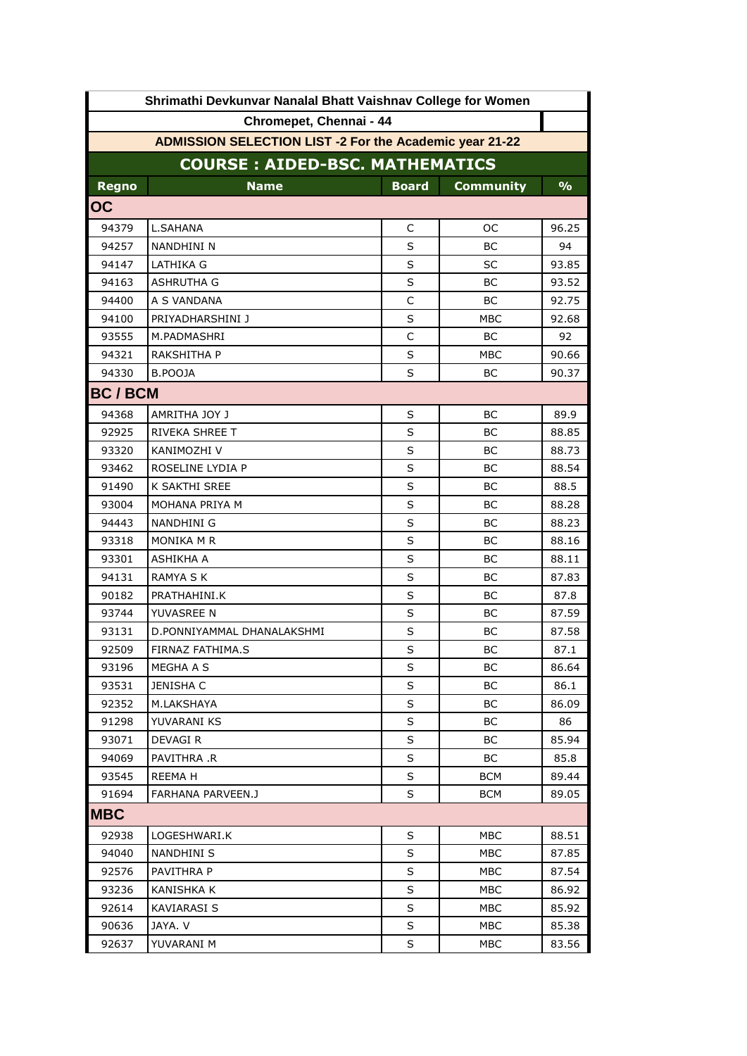# Shrimathi Devkunvar Nanalal Bhatt Vaishnav College for Women

## Chromepet, Chennai - 44

### ADMISSION SELECTION LIST -2 For the Academic year 21-22

### COURSE : AIDED-BSC. MATHEMATICS

| Regno | Name | Board | Community | % |
|---|---|---|---|---|
| **OC** | | | | |
| 94379 | L.SAHANA | C | OC | 96.25 |
| 94257 | NANDHINI N | S | BC | 94 |
| 94147 | LATHIKA G | S | SC | 93.85 |
| 94163 | ASHRUTHA G | S | BC | 93.52 |
| 94400 | A S VANDANA | C | BC | 92.75 |
| 94100 | PRIYADHARSHINI J | S | MBC | 92.68 |
| 93555 | M.PADMASHRI | C | BC | 92 |
| 94321 | RAKSHITHA P | S | MBC | 90.66 |
| 94330 | B.POOJA | S | BC | 90.37 |
| **BC / BCM** | | | | |
| 94368 | AMRITHA JOY J | S | BC | 89.9 |
| 92925 | RIVEKA SHREE T | S | BC | 88.85 |
| 93320 | KANIMOZHI V | S | BC | 88.73 |
| 93462 | ROSELINE LYDIA P | S | BC | 88.54 |
| 91490 | K SAKTHI SREE | S | BC | 88.5 |
| 93004 | MOHANA PRIYA M | S | BC | 88.28 |
| 94443 | NANDHINI G | S | BC | 88.23 |
| 93318 | MONIKA M R | S | BC | 88.16 |
| 93301 | ASHIKHA A | S | BC | 88.11 |
| 94131 | RAMYA S K | S | BC | 87.83 |
| 90182 | PRATHAHINI.K | S | BC | 87.8 |
| 93744 | YUVASREE N | S | BC | 87.59 |
| 93131 | D.PONNIYAMMAL DHANALAKSHMI | S | BC | 87.58 |
| 92509 | FIRNAZ FATHIMA.S | S | BC | 87.1 |
| 93196 | MEGHA A S | S | BC | 86.64 |
| 93531 | JENISHA C | S | BC | 86.1 |
| 92352 | M.LAKSHAYA | S | BC | 86.09 |
| 91298 | YUVARANI KS | S | BC | 86 |
| 93071 | DEVAGI R | S | BC | 85.94 |
| 94069 | PAVITHRA .R | S | BC | 85.8 |
| 93545 | REEMA H | S | BCM | 89.44 |
| 91694 | FARHANA PARVEEN.J | S | BCM | 89.05 |
| **MBC** | | | | |
| 92938 | LOGESHWARI.K | S | MBC | 88.51 |
| 94040 | NANDHINI S | S | MBC | 87.85 |
| 92576 | PAVITHRA P | S | MBC | 87.54 |
| 93236 | KANISHKA K | S | MBC | 86.92 |
| 92614 | KAVIARASI S | S | MBC | 85.92 |
| 90636 | JAYA. V | S | MBC | 85.38 |
| 92637 | YUVARANI M | S | MBC | 83.56 |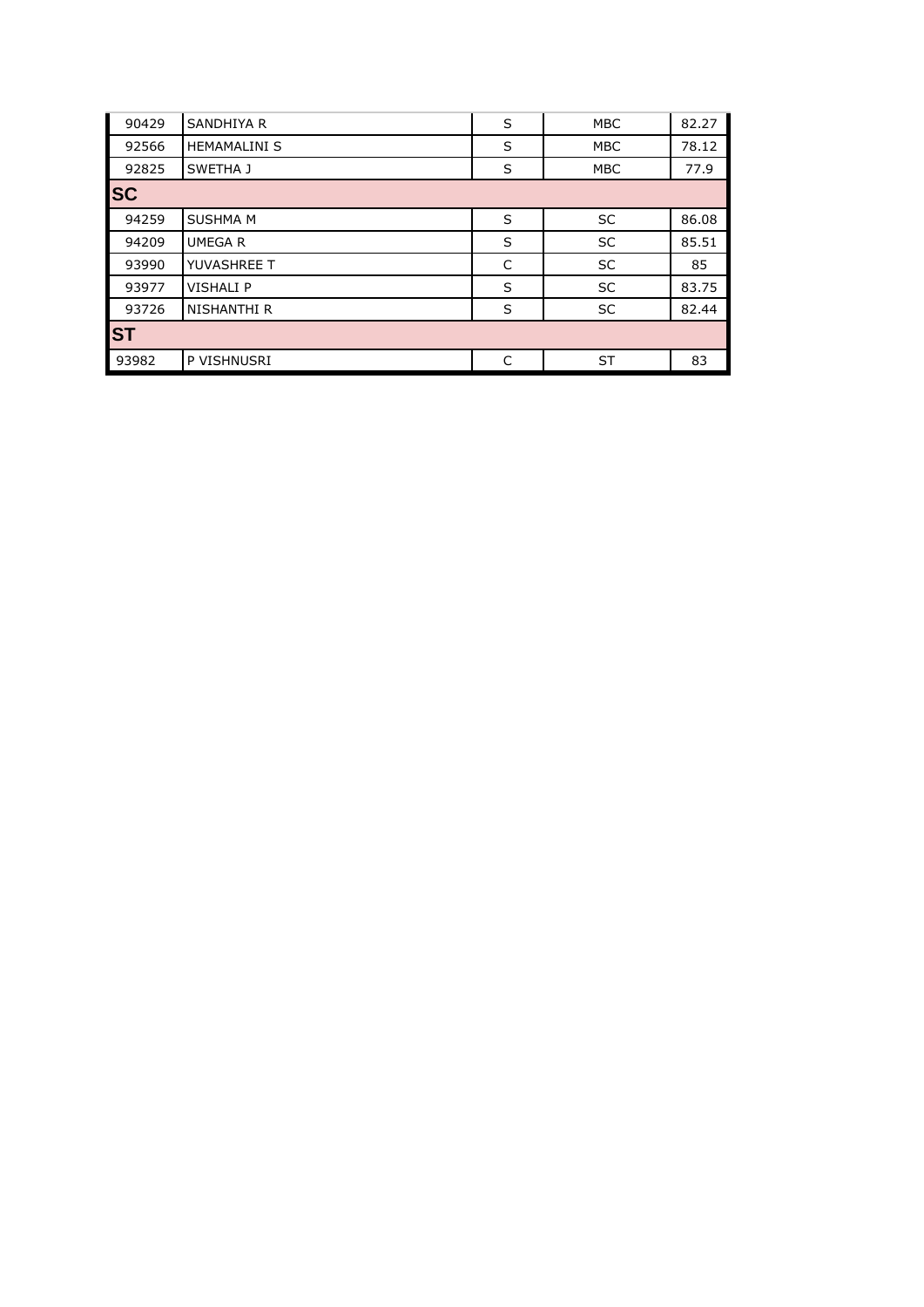| | | | | |
|---|---|---|---|---|
| 90429 | SANDHIYA R | S | MBC | 82.27 |
| 92566 | HEMAMALINI S | S | MBC | 78.12 |
| 92825 | SWETHA J | S | MBC | 77.9 |
| **SC** | | | | |
| 94259 | SUSHMA M | S | SC | 86.08 |
| 94209 | UMEGA R | S | SC | 85.51 |
| 93990 | YUVASHREE T | C | SC | 85 |
| 93977 | VISHALI P | S | SC | 83.75 |
| 93726 | NISHANTHI R | S | SC | 82.44 |
| **ST** | | | | |
| 93982 | P VISHNUSRI | C | ST | 83 |